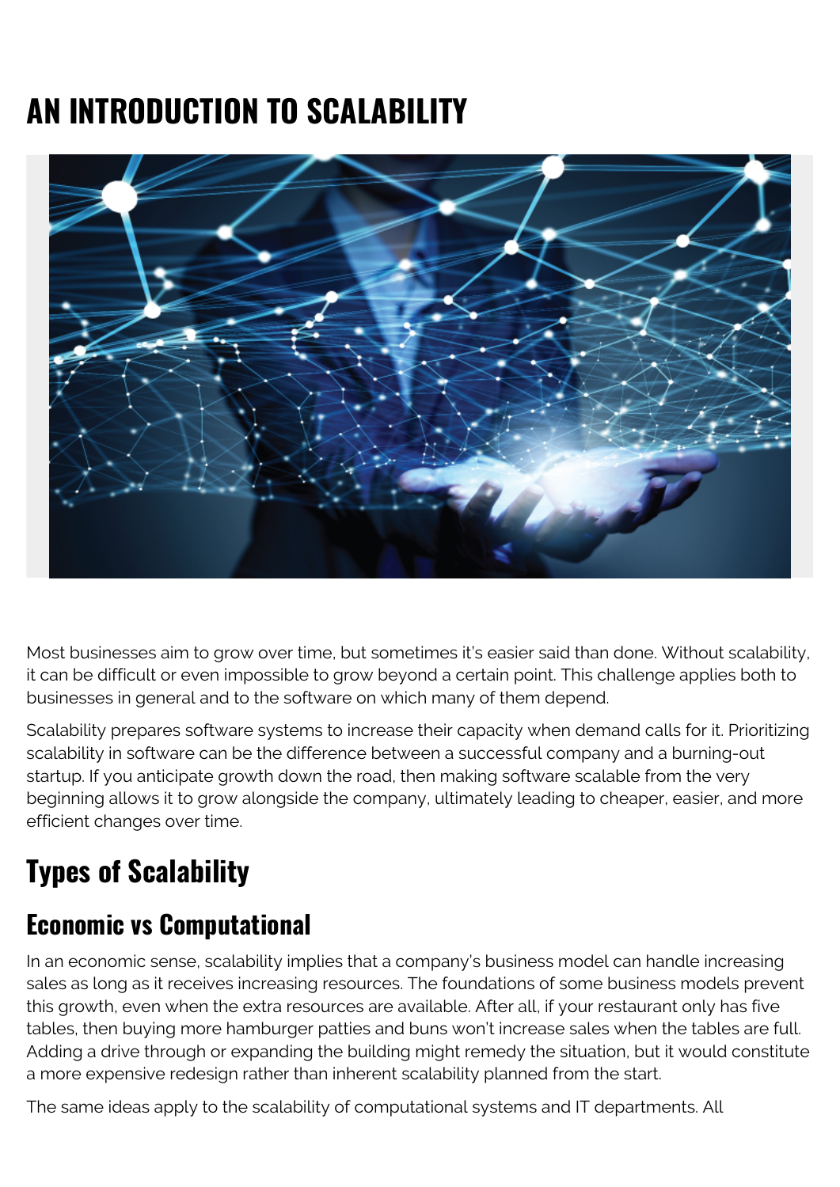# AN INTRODUCTION TO SCALABILITY

Most businesses aim to grow over time, but sometimes it's easier said than done. Without scalability, it can be difficult or even impossible to grow beyond a certain point. This challenge applies both to businesses in general and to the software on which many of them depend.

Scalability prepares software systems to increase their capacity when demand calls for it. Prioritizing scalability in software can be the difference between a successful company and a burning-out startup. If you anticipate growth down the road, then making software scalable from the very beginning allows it to grow alongside the company, ultimately leading to cheaper, easier, and more efficient changes over time.

## Types of Scalability

### Economic vs Computational

In an economic sense, scalability implies that a company's business model can handle increasing sales as long as it receives increasing resources. The foundations of some business models prevent this growth, even when the extra resources are available. After all, if your restaurant only has five tables, then buying more hamburger patties and buns won't increase sales when the tables are full. Adding a drive through or expanding the building might remedy the situation, but it would constitute a more expensive redesign rather than inherent scalability planned from the start.

The same ideas apply to the scalability of computational systems and IT departments. All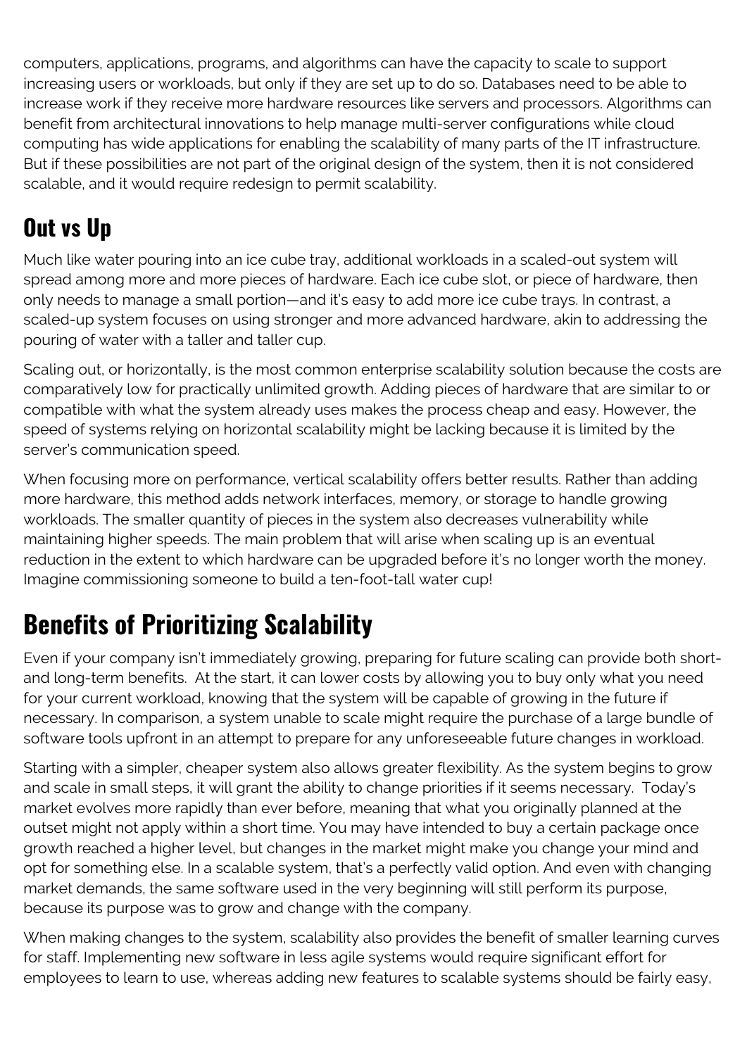computers, applications, programs, and algorithms can have the capacity to scale to support increasing users or workloads, but only if they are set up to do so. Databases need to be able to increase work if they receive more hardware resources like servers and processors. Algorithms can benefit from architectural innovations to help manage multi-server configurations while cloud computing has wide applications for enabling the scalability of many parts of the IT infrastructure. But if these possibilities are not part of the original design of the system, then it is not considered scalable, and it would require redesign to permit scalability.

## Out vs Up

Much like water pouring into an ice cube tray, additional workloads in a scaled-out system will spread among more and more pieces of hardware. Each ice cube slot, or piece of hardware, then only needs to manage a small portion—and it's easy to add more ice cube trays. In contrast, a scaled-up system focuses on using stronger and more advanced hardware, akin to addressing the pouring of water with a taller and taller cup.

Scaling out, or horizontally, is the most common enterprise scalability solution because the costs are comparatively low for practically unlimited growth. Adding pieces of hardware that are similar to or compatible with what the system already uses makes the process cheap and easy. However, the speed of systems relying on horizontal scalability might be lacking because it is limited by the server's communication speed.

When focusing more on performance, vertical scalability offers better results. Rather than adding more hardware, this method adds network interfaces, memory, or storage to handle growing workloads. The smaller quantity of pieces in the system also decreases vulnerability while maintaining higher speeds. The main problem that will arise when scaling up is an eventual reduction in the extent to which hardware can be upgraded before it's no longer worth the money. Imagine commissioning someone to build a ten-foot-tall water cup!

# Benefits of Prioritizing Scalability

Even if your company isn't immediately growing, preparing for future scaling can provide both short- and long-term benefits. At the start, it can lower costs by allowing you to buy only what you need for your current workload, knowing that the system will be capable of growing in the future if necessary. In comparison, a system unable to scale might require the purchase of a large bundle of software tools upfront in an attempt to prepare for any unforeseeable future changes in workload.

Starting with a simpler, cheaper system also allows greater flexibility. As the system begins to grow and scale in small steps, it will grant the ability to change priorities if it seems necessary. Today's market evolves more rapidly than ever before, meaning that what you originally planned at the outset might not apply within a short time. You may have intended to buy a certain package once growth reached a higher level, but changes in the market might make you change your mind and opt for something else. In a scalable system, that's a perfectly valid option. And even with changing market demands, the same software used in the very beginning will still perform its purpose, because its purpose was to grow and change with the company.

When making changes to the system, scalability also provides the benefit of smaller learning curves for staff. Implementing new software in less agile systems would require significant effort for employees to learn to use, whereas adding new features to scalable systems should be fairly easy,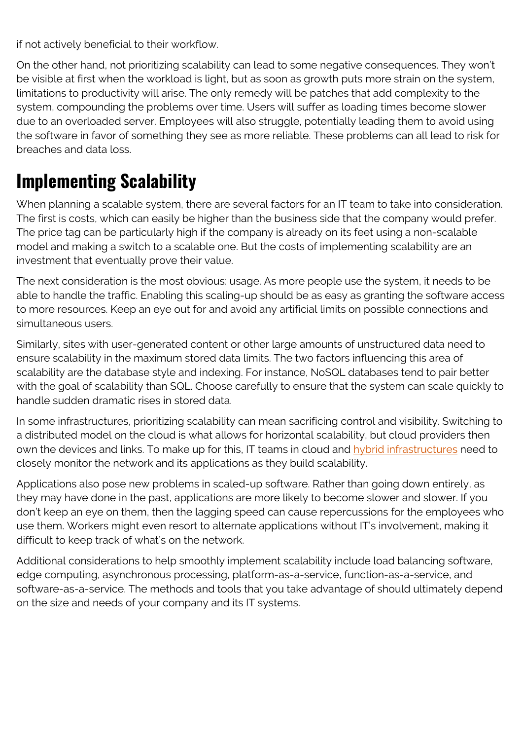if not actively beneficial to their workflow.

On the other hand, not prioritizing scalability can lead to some negative consequences. They won't be visible at first when the workload is light, but as soon as growth puts more strain on the system, limitations to productivity will arise. The only remedy will be patches that add complexity to the system, compounding the problems over time. Users will suffer as loading times become slower due to an overloaded server. Employees will also struggle, potentially leading them to avoid using the software in favor of something they see as more reliable. These problems can all lead to risk for breaches and data loss.

## Implementing Scalability

When planning a scalable system, there are several factors for an IT team to take into consideration. The first is costs, which can easily be higher than the business side that the company would prefer. The price tag can be particularly high if the company is already on its feet using a non-scalable model and making a switch to a scalable one. But the costs of implementing scalability are an investment that eventually prove their value.

The next consideration is the most obvious: usage. As more people use the system, it needs to be able to handle the traffic. Enabling this scaling-up should be as easy as granting the software access to more resources. Keep an eye out for and avoid any artificial limits on possible connections and simultaneous users.

Similarly, sites with user-generated content or other large amounts of unstructured data need to ensure scalability in the maximum stored data limits. The two factors influencing this area of scalability are the database style and indexing. For instance, NoSQL databases tend to pair better with the goal of scalability than SQL. Choose carefully to ensure that the system can scale quickly to handle sudden dramatic rises in stored data.

In some infrastructures, prioritizing scalability can mean sacrificing control and visibility. Switching to a distributed model on the cloud is what allows for horizontal scalability, but cloud providers then own the devices and links. To make up for this, IT teams in cloud and hybrid infrastructures need to closely monitor the network and its applications as they build scalability.

Applications also pose new problems in scaled-up software. Rather than going down entirely, as they may have done in the past, applications are more likely to become slower and slower. If you don't keep an eye on them, then the lagging speed can cause repercussions for the employees who use them. Workers might even resort to alternate applications without IT's involvement, making it difficult to keep track of what's on the network.

Additional considerations to help smoothly implement scalability include load balancing software, edge computing, asynchronous processing, platform-as-a-service, function-as-a-service, and software-as-a-service. The methods and tools that you take advantage of should ultimately depend on the size and needs of your company and its IT systems.